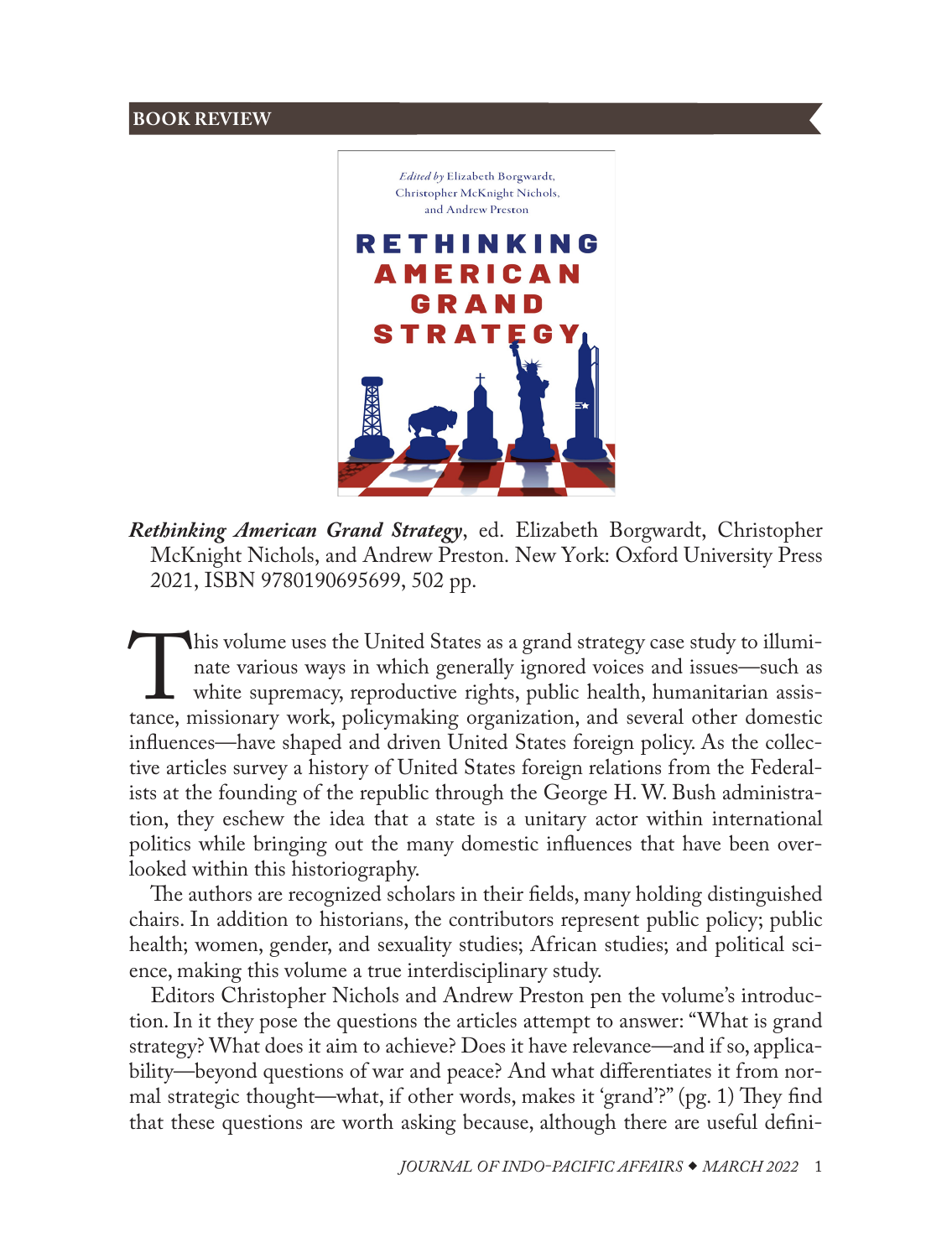## BOOK REVIEW

***Rethinking American Grand Strategy***, ed. Elizabeth Borgwardt, Christopher McKnight Nichols, and Andrew Preston. New York: Oxford University Press 2021, ISBN 9780190695699, 502 pp.

This volume uses the United States as a grand strategy case study to illuminate various ways in which generally ignored voices and issues—such as white supremacy, reproductive rights, public health, humanitarian assistance, missionary work, policymaking organization, and several other domestic influences—have shaped and driven United States foreign policy. As the collective articles survey a history of United States foreign relations from the Federalists at the founding of the republic through the George H. W. Bush administration, they eschew the idea that a state is a unitary actor within international politics while bringing out the many domestic influences that have been overlooked within this historiography.

The authors are recognized scholars in their fields, many holding distinguished chairs. In addition to historians, the contributors represent public policy; public health; women, gender, and sexuality studies; African studies; and political science, making this volume a true interdisciplinary study.

Editors Christopher Nichols and Andrew Preston pen the volume's introduction. In it they pose the questions the articles attempt to answer: "What is grand strategy? What does it aim to achieve? Does it have relevance—and if so, applicability—beyond questions of war and peace? And what differentiates it from normal strategic thought—what, if other words, makes it 'grand'?" (pg. 1) They find that these questions are worth asking because, although there are useful defini-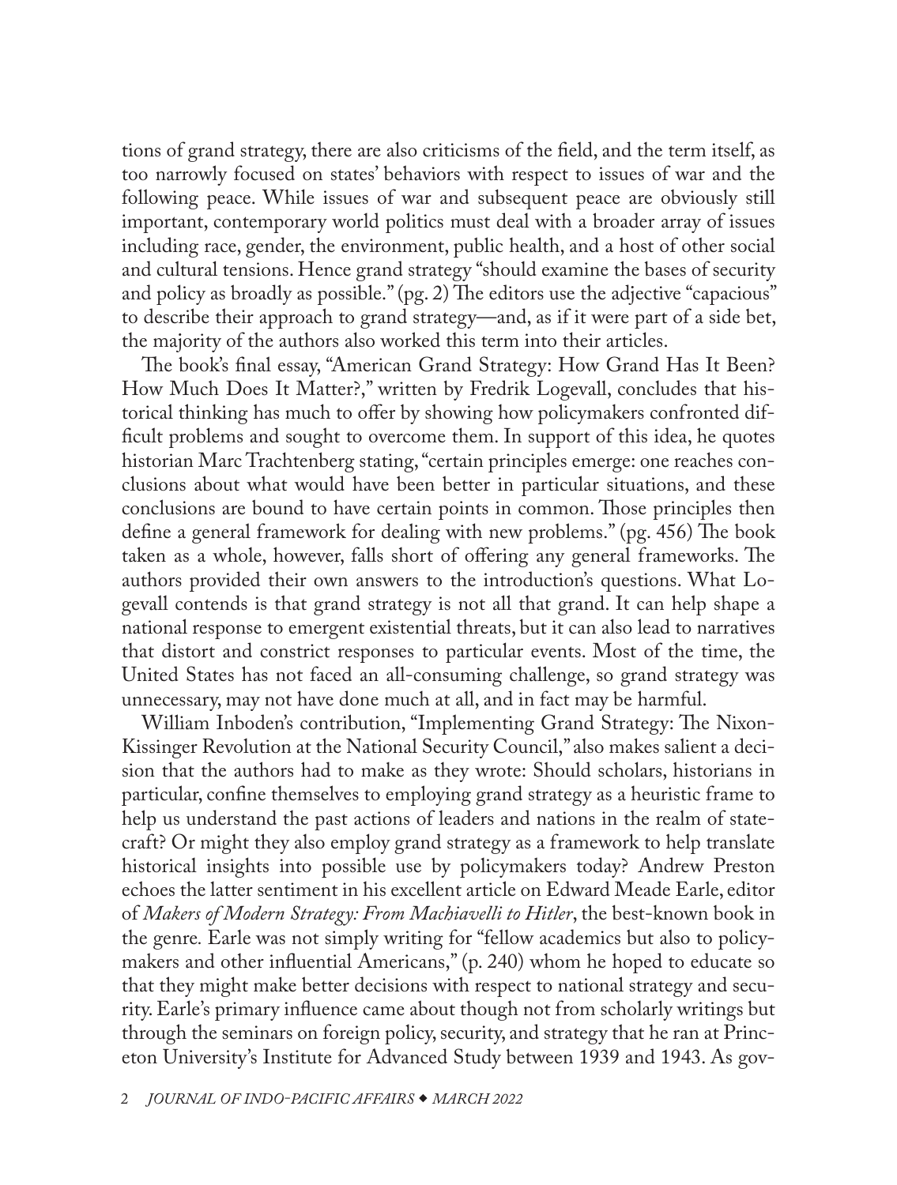tions of grand strategy, there are also criticisms of the field, and the term itself, as too narrowly focused on states' behaviors with respect to issues of war and the following peace. While issues of war and subsequent peace are obviously still important, contemporary world politics must deal with a broader array of issues including race, gender, the environment, public health, and a host of other social and cultural tensions. Hence grand strategy "should examine the bases of security and policy as broadly as possible." (pg. 2) The editors use the adjective "capacious" to describe their approach to grand strategy—and, as if it were part of a side bet, the majority of the authors also worked this term into their articles.

The book's final essay, "American Grand Strategy: How Grand Has It Been? How Much Does It Matter?," written by Fredrik Logevall, concludes that historical thinking has much to offer by showing how policymakers confronted difficult problems and sought to overcome them. In support of this idea, he quotes historian Marc Trachtenberg stating, "certain principles emerge: one reaches conclusions about what would have been better in particular situations, and these conclusions are bound to have certain points in common. Those principles then define a general framework for dealing with new problems." (pg. 456) The book taken as a whole, however, falls short of offering any general frameworks. The authors provided their own answers to the introduction's questions. What Logevall contends is that grand strategy is not all that grand. It can help shape a national response to emergent existential threats, but it can also lead to narratives that distort and constrict responses to particular events. Most of the time, the United States has not faced an all-consuming challenge, so grand strategy was unnecessary, may not have done much at all, and in fact may be harmful.

William Inboden's contribution, "Implementing Grand Strategy: The Nixon-Kissinger Revolution at the National Security Council," also makes salient a decision that the authors had to make as they wrote: Should scholars, historians in particular, confine themselves to employing grand strategy as a heuristic frame to help us understand the past actions of leaders and nations in the realm of statecraft? Or might they also employ grand strategy as a framework to help translate historical insights into possible use by policymakers today? Andrew Preston echoes the latter sentiment in his excellent article on Edward Meade Earle, editor of *Makers of Modern Strategy: From Machiavelli to Hitler*, the best-known book in the genre. Earle was not simply writing for "fellow academics but also to policymakers and other influential Americans," (p. 240) whom he hoped to educate so that they might make better decisions with respect to national strategy and security. Earle's primary influence came about though not from scholarly writings but through the seminars on foreign policy, security, and strategy that he ran at Princeton University's Institute for Advanced Study between 1939 and 1943. As gov-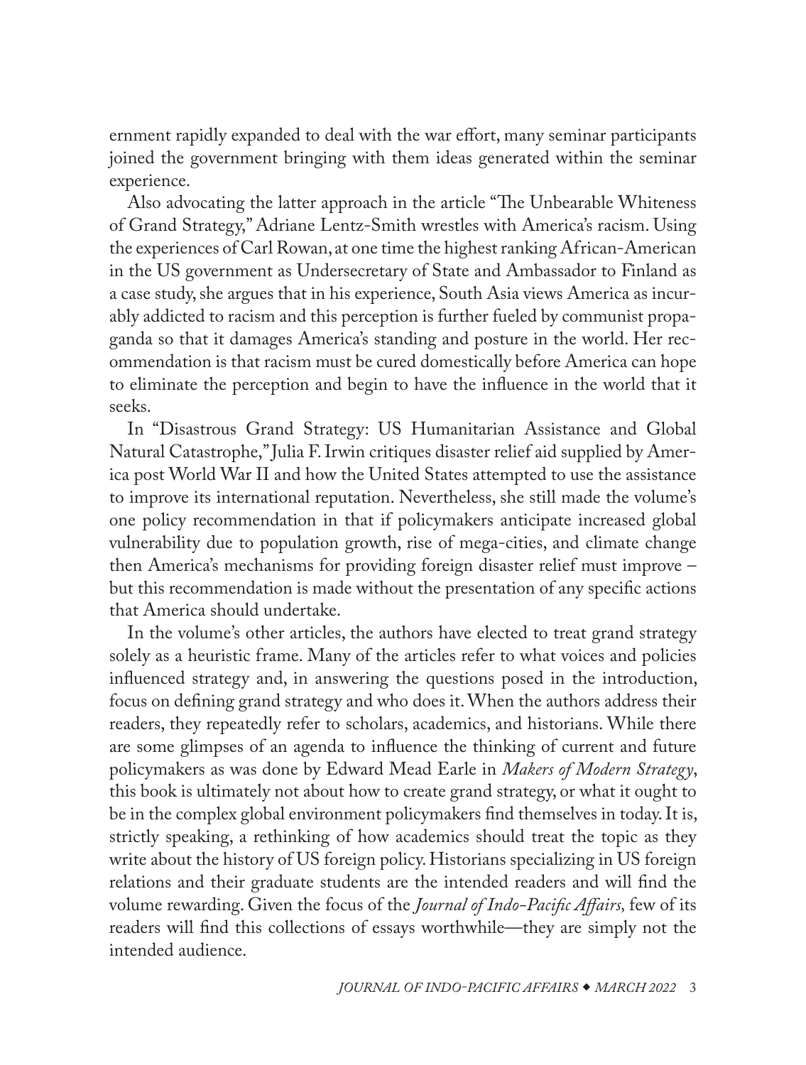ernment rapidly expanded to deal with the war effort, many seminar participants joined the government bringing with them ideas generated within the seminar experience.

Also advocating the latter approach in the article "The Unbearable Whiteness of Grand Strategy," Adriane Lentz-Smith wrestles with America's racism. Using the experiences of Carl Rowan, at one time the highest ranking African-American in the US government as Undersecretary of State and Ambassador to Finland as a case study, she argues that in his experience, South Asia views America as incurably addicted to racism and this perception is further fueled by communist propaganda so that it damages America's standing and posture in the world. Her recommendation is that racism must be cured domestically before America can hope to eliminate the perception and begin to have the influence in the world that it seeks.

In "Disastrous Grand Strategy: US Humanitarian Assistance and Global Natural Catastrophe," Julia F. Irwin critiques disaster relief aid supplied by America post World War II and how the United States attempted to use the assistance to improve its international reputation. Nevertheless, she still made the volume's one policy recommendation in that if policymakers anticipate increased global vulnerability due to population growth, rise of mega-cities, and climate change then America's mechanisms for providing foreign disaster relief must improve – but this recommendation is made without the presentation of any specific actions that America should undertake.

In the volume's other articles, the authors have elected to treat grand strategy solely as a heuristic frame. Many of the articles refer to what voices and policies influenced strategy and, in answering the questions posed in the introduction, focus on defining grand strategy and who does it. When the authors address their readers, they repeatedly refer to scholars, academics, and historians. While there are some glimpses of an agenda to influence the thinking of current and future policymakers as was done by Edward Mead Earle in *Makers of Modern Strategy*, this book is ultimately not about how to create grand strategy, or what it ought to be in the complex global environment policymakers find themselves in today. It is, strictly speaking, a rethinking of how academics should treat the topic as they write about the history of US foreign policy. Historians specializing in US foreign relations and their graduate students are the intended readers and will find the volume rewarding. Given the focus of the *Journal of Indo-Pacific Affairs,* few of its readers will find this collections of essays worthwhile—they are simply not the intended audience.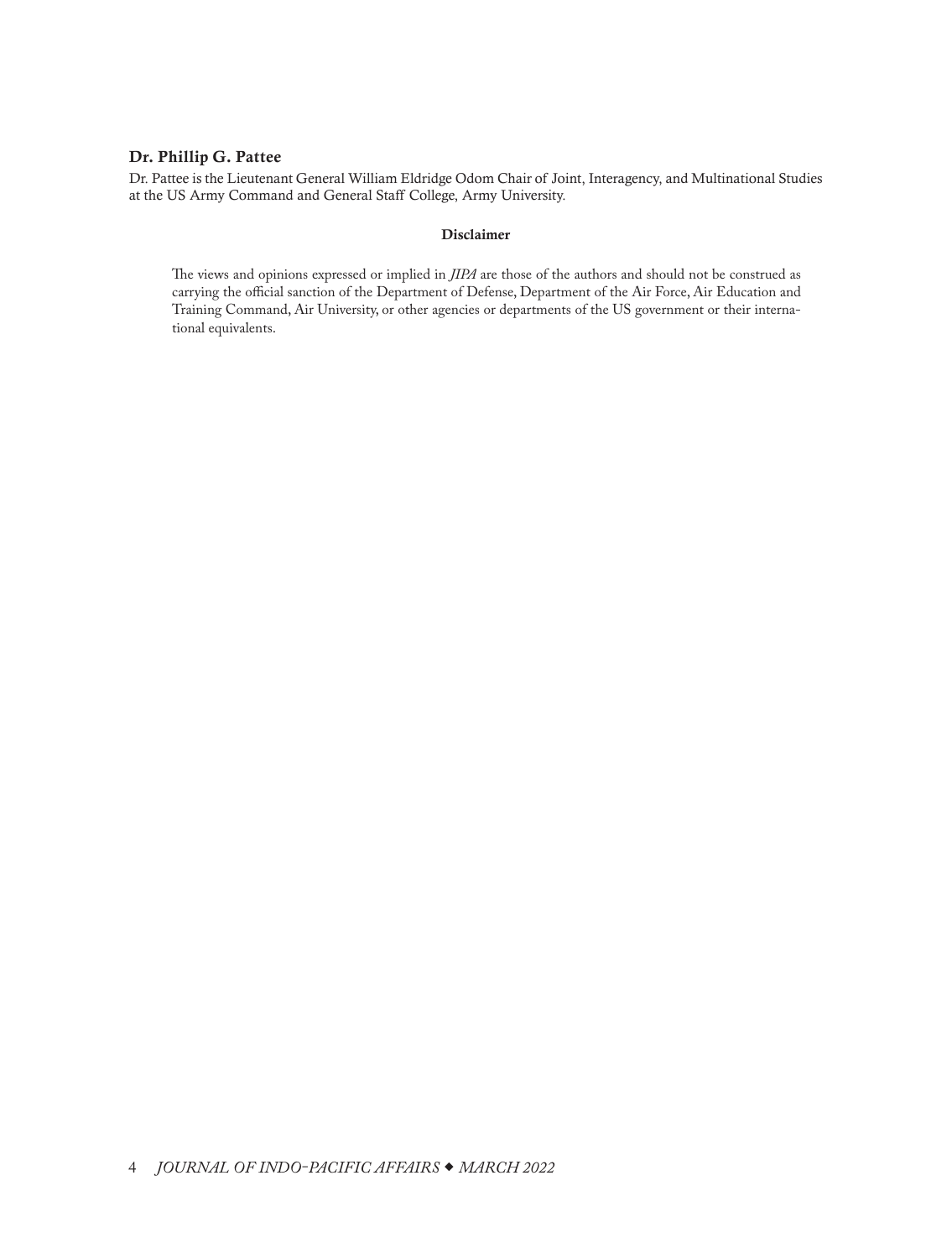**Dr. Phillip G. Pattee**

Dr. Pattee is the Lieutenant General William Eldridge Odom Chair of Joint, Interagency, and Multinational Studies at the US Army Command and General Staff College, Army University.

**Disclaimer**

The views and opinions expressed or implied in *JIPA* are those of the authors and should not be construed as carrying the official sanction of the Department of Defense, Department of the Air Force, Air Education and Training Command, Air University, or other agencies or departments of the US government or their international equivalents.